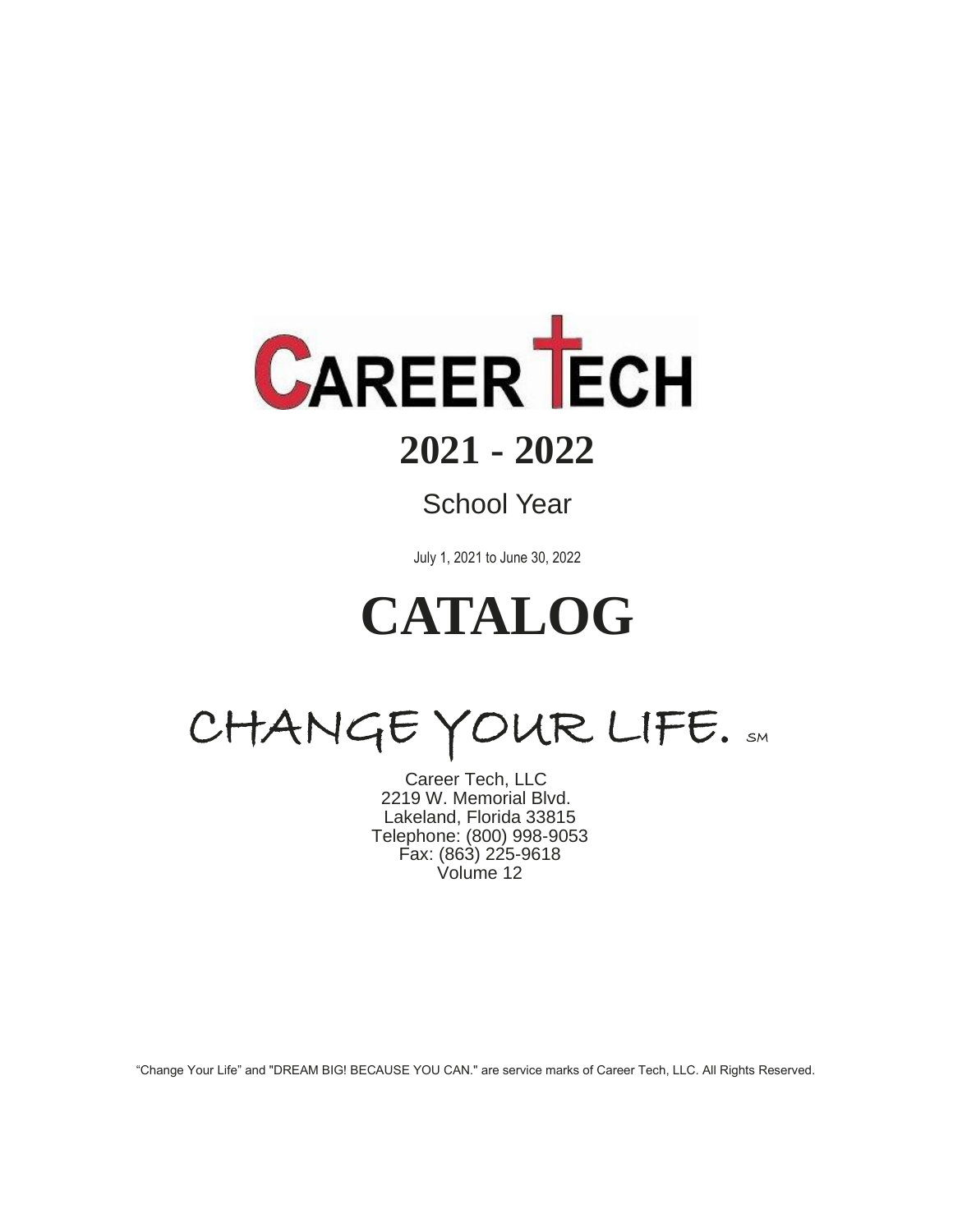# CAREER TECH

# 2021 - 2022

School Year

July 1, 2021 to June 30, 2022

# CATALOG

CHANGE YOUR LIFE. SM

Career Tech, LLC
2219 W. Memorial Blvd.
Lakeland, Florida 33815
Telephone: (800) 998-9053
Fax: (863) 225-9618
Volume 12

"Change Your Life" and "DREAM BIG! BECAUSE YOU CAN." are service marks of Career Tech, LLC. All Rights Reserved.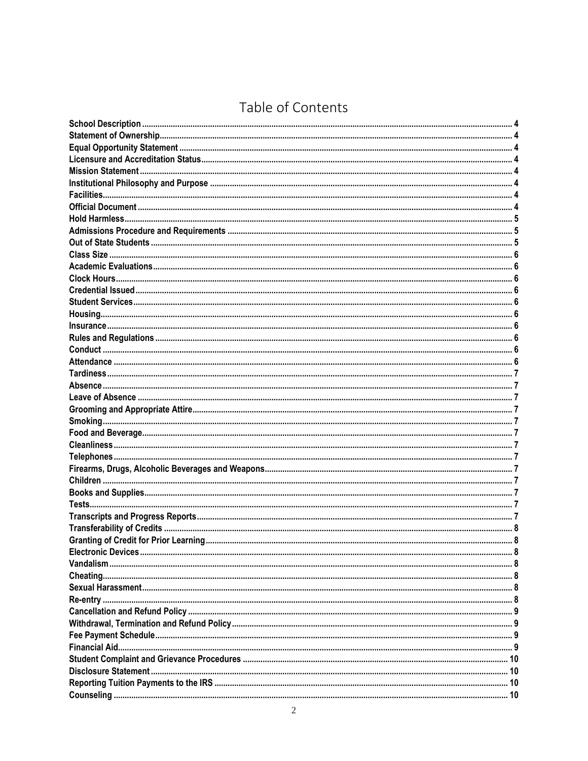# Table of Contents

| | |
|---|---|
| **School Description** | 4 |
| **Statement of Ownership** | 4 |
| **Equal Opportunity Statement** | 4 |
| **Licensure and Accreditation Status** | 4 |
| **Mission Statement** | 4 |
| **Institutional Philosophy and Purpose** | 4 |
| **Facilities** | 4 |
| **Official Document** | 4 |
| **Hold Harmless** | 5 |
| **Admissions Procedure and Requirements** | 5 |
| **Out of State Students** | 5 |
| **Class Size** | 6 |
| **Academic Evaluations** | 6 |
| **Clock Hours** | 6 |
| **Credential Issued** | 6 |
| **Student Services** | 6 |
| **Housing** | 6 |
| **Insurance** | 6 |
| **Rules and Regulations** | 6 |
| **Conduct** | 6 |
| **Attendance** | 6 |
| **Tardiness** | 7 |
| **Absence** | 7 |
| **Leave of Absence** | 7 |
| **Grooming and Appropriate Attire** | 7 |
| **Smoking** | 7 |
| **Food and Beverage** | 7 |
| **Cleanliness** | 7 |
| **Telephones** | 7 |
| **Firearms, Drugs, Alcoholic Beverages and Weapons** | 7 |
| **Children** | 7 |
| **Books and Supplies** | 7 |
| **Tests** | 7 |
| **Transcripts and Progress Reports** | 7 |
| **Transferability of Credits** | 8 |
| **Granting of Credit for Prior Learning** | 8 |
| **Electronic Devices** | 8 |
| **Vandalism** | 8 |
| **Cheating** | 8 |
| **Sexual Harassment** | 8 |
| **Re-entry** | 8 |
| **Cancellation and Refund Policy** | 9 |
| **Withdrawal, Termination and Refund Policy** | 9 |
| **Fee Payment Schedule** | 9 |
| **Financial Aid** | 9 |
| **Student Complaint and Grievance Procedures** | 10 |
| **Disclosure Statement** | 10 |
| **Reporting Tuition Payments to the IRS** | 10 |
| **Counseling** | 10 |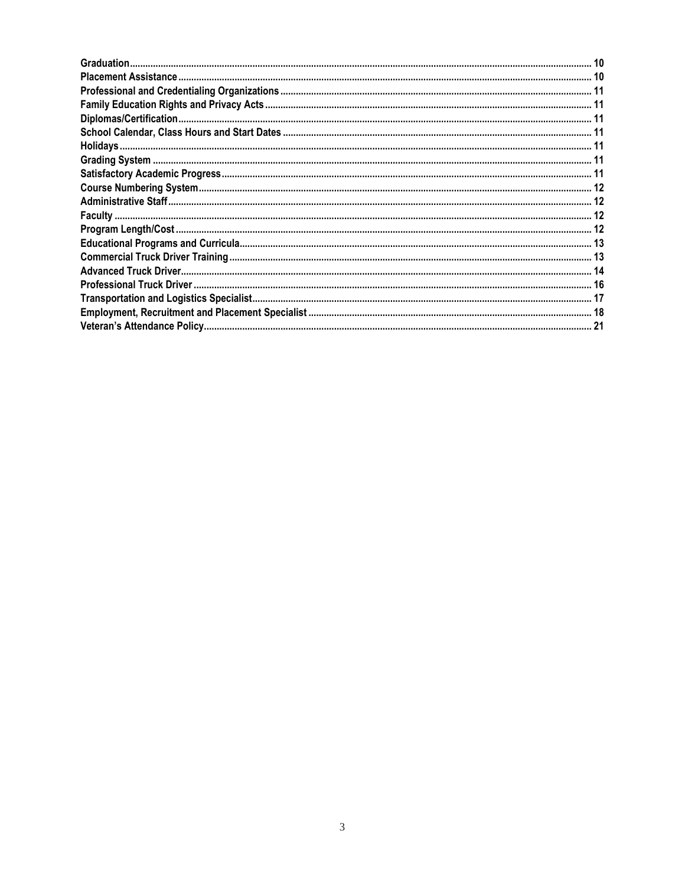**Graduation** ........................................................................................................................ 10
**Placement Assistance** ........................................................................................................ 10
**Professional and Credentialing Organizations** ................................................................... 11
**Family Education Rights and Privacy Acts** ......................................................................... 11
**Diplomas/Certification** ........................................................................................................ 11
**School Calendar, Class Hours and Start Dates** .................................................................. 11
**Holidays** ............................................................................................................................. 11
**Grading System** ................................................................................................................. 11
**Satisfactory Academic Progress** ......................................................................................... 11
**Course Numbering System** ................................................................................................. 12
**Administrative Staff** ............................................................................................................ 12
**Faculty** ................................................................................................................................ 12
**Program Length/Cost** .......................................................................................................... 12
**Educational Programs and Curricula** .................................................................................. 13
**Commercial Truck Driver Training** ...................................................................................... 13
**Advanced Truck Driver** ........................................................................................................ 14
**Professional Truck Driver** ................................................................................................... 16
**Transportation and Logistics Specialist** ............................................................................. 17
**Employment, Recruitment and Placement Specialist** ......................................................... 18
**Veteran's Attendance Policy** ............................................................................................... 21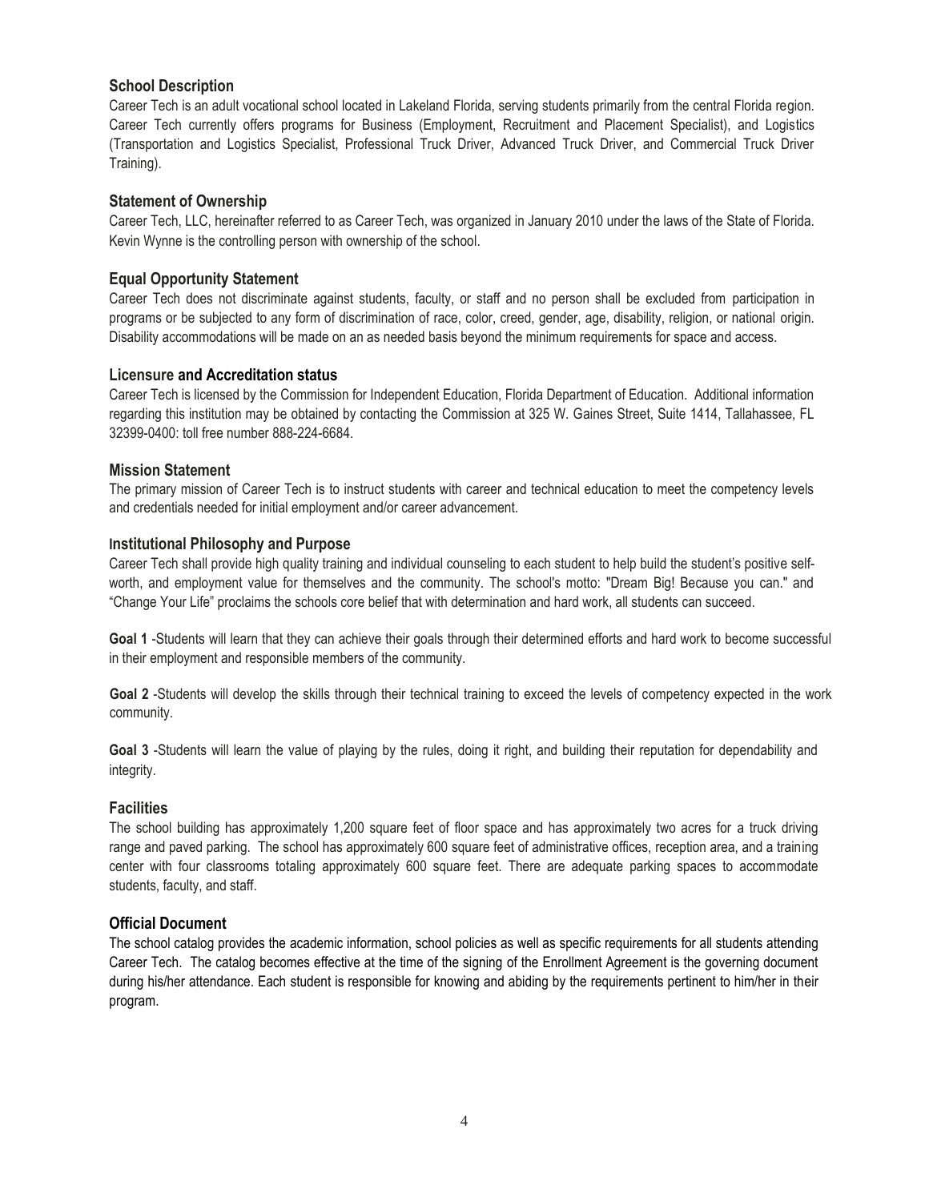## School Description

Career Tech is an adult vocational school located in Lakeland Florida, serving students primarily from the central Florida region. Career Tech currently offers programs for Business (Employment, Recruitment and Placement Specialist), and Logistics (Transportation and Logistics Specialist, Professional Truck Driver, Advanced Truck Driver, and Commercial Truck Driver Training).

## Statement of Ownership

Career Tech, LLC, hereinafter referred to as Career Tech, was organized in January 2010 under the laws of the State of Florida. Kevin Wynne is the controlling person with ownership of the school.

## Equal Opportunity Statement

Career Tech does not discriminate against students, faculty, or staff and no person shall be excluded from participation in programs or be subjected to any form of discrimination of race, color, creed, gender, age, disability, religion, or national origin. Disability accommodations will be made on an as needed basis beyond the minimum requirements for space and access.

## Licensure and Accreditation status

Career Tech is licensed by the Commission for Independent Education, Florida Department of Education. Additional information regarding this institution may be obtained by contacting the Commission at 325 W. Gaines Street, Suite 1414, Tallahassee, FL 32399-0400: toll free number 888-224-6684.

## Mission Statement

The primary mission of Career Tech is to instruct students with career and technical education to meet the competency levels and credentials needed for initial employment and/or career advancement.

## Institutional Philosophy and Purpose

Career Tech shall provide high quality training and individual counseling to each student to help build the student's positive self-worth, and employment value for themselves and the community. The school's motto: "Dream Big! Because you can." and "Change Your Life" proclaims the schools core belief that with determination and hard work, all students can succeed.

**Goal 1** -Students will learn that they can achieve their goals through their determined efforts and hard work to become successful in their employment and responsible members of the community.

**Goal 2** -Students will develop the skills through their technical training to exceed the levels of competency expected in the work community.

**Goal 3** -Students will learn the value of playing by the rules, doing it right, and building their reputation for dependability and integrity.

## Facilities

The school building has approximately 1,200 square feet of floor space and has approximately two acres for a truck driving range and paved parking. The school has approximately 600 square feet of administrative offices, reception area, and a training center with four classrooms totaling approximately 600 square feet. There are adequate parking spaces to accommodate students, faculty, and staff.

## Official Document

The school catalog provides the academic information, school policies as well as specific requirements for all students attending Career Tech. The catalog becomes effective at the time of the signing of the Enrollment Agreement is the governing document during his/her attendance. Each student is responsible for knowing and abiding by the requirements pertinent to him/her in their program.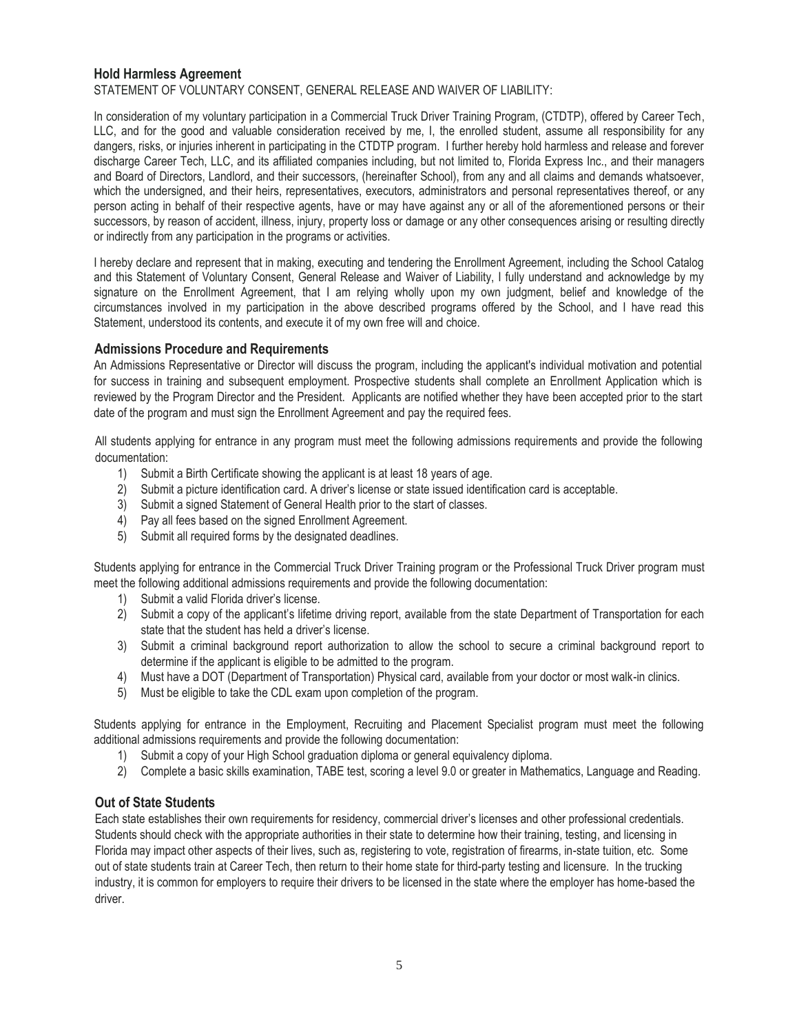### Hold Harmless Agreement

STATEMENT OF VOLUNTARY CONSENT, GENERAL RELEASE AND WAIVER OF LIABILITY:

In consideration of my voluntary participation in a Commercial Truck Driver Training Program, (CTDTP), offered by Career Tech, LLC, and for the good and valuable consideration received by me, I, the enrolled student, assume all responsibility for any dangers, risks, or injuries inherent in participating in the CTDTP program. I further hereby hold harmless and release and forever discharge Career Tech, LLC, and its affiliated companies including, but not limited to, Florida Express Inc., and their managers and Board of Directors, Landlord, and their successors, (hereinafter School), from any and all claims and demands whatsoever, which the undersigned, and their heirs, representatives, executors, administrators and personal representatives thereof, or any person acting in behalf of their respective agents, have or may have against any or all of the aforementioned persons or their successors, by reason of accident, illness, injury, property loss or damage or any other consequences arising or resulting directly or indirectly from any participation in the programs or activities.

I hereby declare and represent that in making, executing and tendering the Enrollment Agreement, including the School Catalog and this Statement of Voluntary Consent, General Release and Waiver of Liability, I fully understand and acknowledge by my signature on the Enrollment Agreement, that I am relying wholly upon my own judgment, belief and knowledge of the circumstances involved in my participation in the above described programs offered by the School, and I have read this Statement, understood its contents, and execute it of my own free will and choice.

### Admissions Procedure and Requirements

An Admissions Representative or Director will discuss the program, including the applicant's individual motivation and potential for success in training and subsequent employment. Prospective students shall complete an Enrollment Application which is reviewed by the Program Director and the President. Applicants are notified whether they have been accepted prior to the start date of the program and must sign the Enrollment Agreement and pay the required fees.

All students applying for entrance in any program must meet the following admissions requirements and provide the following documentation:

1) Submit a Birth Certificate showing the applicant is at least 18 years of age.
2) Submit a picture identification card. A driver's license or state issued identification card is acceptable.
3) Submit a signed Statement of General Health prior to the start of classes.
4) Pay all fees based on the signed Enrollment Agreement.
5) Submit all required forms by the designated deadlines.

Students applying for entrance in the Commercial Truck Driver Training program or the Professional Truck Driver program must meet the following additional admissions requirements and provide the following documentation:

1) Submit a valid Florida driver's license.
2) Submit a copy of the applicant's lifetime driving report, available from the state Department of Transportation for each state that the student has held a driver's license.
3) Submit a criminal background report authorization to allow the school to secure a criminal background report to determine if the applicant is eligible to be admitted to the program.
4) Must have a DOT (Department of Transportation) Physical card, available from your doctor or most walk-in clinics.
5) Must be eligible to take the CDL exam upon completion of the program.

Students applying for entrance in the Employment, Recruiting and Placement Specialist program must meet the following additional admissions requirements and provide the following documentation:

1) Submit a copy of your High School graduation diploma or general equivalency diploma.
2) Complete a basic skills examination, TABE test, scoring a level 9.0 or greater in Mathematics, Language and Reading.

### Out of State Students

Each state establishes their own requirements for residency, commercial driver's licenses and other professional credentials. Students should check with the appropriate authorities in their state to determine how their training, testing, and licensing in Florida may impact other aspects of their lives, such as, registering to vote, registration of firearms, in-state tuition, etc. Some out of state students train at Career Tech, then return to their home state for third-party testing and licensure. In the trucking industry, it is common for employers to require their drivers to be licensed in the state where the employer has home-based the driver.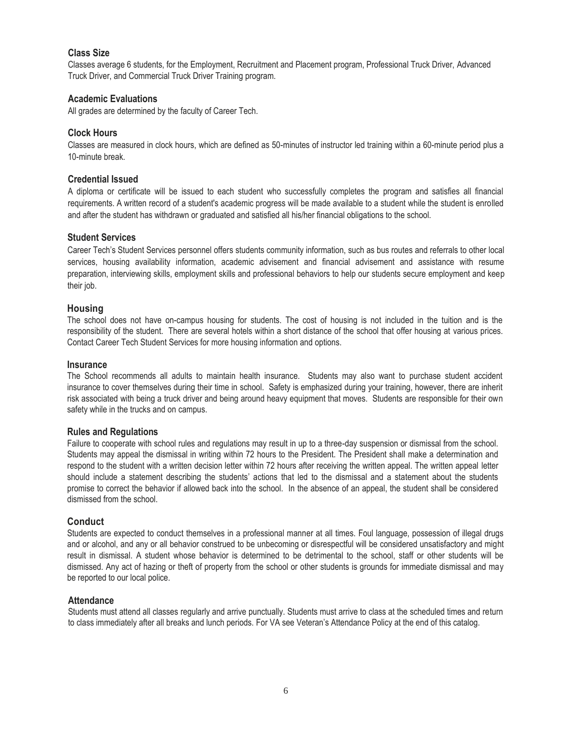### Class Size

Classes average 6 students, for the Employment, Recruitment and Placement program, Professional Truck Driver, Advanced Truck Driver, and Commercial Truck Driver Training program.

### Academic Evaluations

All grades are determined by the faculty of Career Tech.

### Clock Hours

Classes are measured in clock hours, which are defined as 50-minutes of instructor led training within a 60-minute period plus a 10-minute break.

### Credential Issued

A diploma or certificate will be issued to each student who successfully completes the program and satisfies all financial requirements. A written record of a student's academic progress will be made available to a student while the student is enrolled and after the student has withdrawn or graduated and satisfied all his/her financial obligations to the school.

### Student Services

Career Tech's Student Services personnel offers students community information, such as bus routes and referrals to other local services, housing availability information, academic advisement and financial advisement and assistance with resume preparation, interviewing skills, employment skills and professional behaviors to help our students secure employment and keep their job.

### Housing

The school does not have on-campus housing for students. The cost of housing is not included in the tuition and is the responsibility of the student. There are several hotels within a short distance of the school that offer housing at various prices. Contact Career Tech Student Services for more housing information and options.

### Insurance

The School recommends all adults to maintain health insurance. Students may also want to purchase student accident insurance to cover themselves during their time in school. Safety is emphasized during your training, however, there are inherit risk associated with being a truck driver and being around heavy equipment that moves. Students are responsible for their own safety while in the trucks and on campus.

### Rules and Regulations

Failure to cooperate with school rules and regulations may result in up to a three-day suspension or dismissal from the school. Students may appeal the dismissal in writing within 72 hours to the President. The President shall make a determination and respond to the student with a written decision letter within 72 hours after receiving the written appeal. The written appeal letter should include a statement describing the students' actions that led to the dismissal and a statement about the students promise to correct the behavior if allowed back into the school. In the absence of an appeal, the student shall be considered dismissed from the school.

### Conduct

Students are expected to conduct themselves in a professional manner at all times. Foul language, possession of illegal drugs and or alcohol, and any or all behavior construed to be unbecoming or disrespectful will be considered unsatisfactory and might result in dismissal. A student whose behavior is determined to be detrimental to the school, staff or other students will be dismissed. Any act of hazing or theft of property from the school or other students is grounds for immediate dismissal and may be reported to our local police.

### Attendance

Students must attend all classes regularly and arrive punctually. Students must arrive to class at the scheduled times and return to class immediately after all breaks and lunch periods. For VA see Veteran's Attendance Policy at the end of this catalog.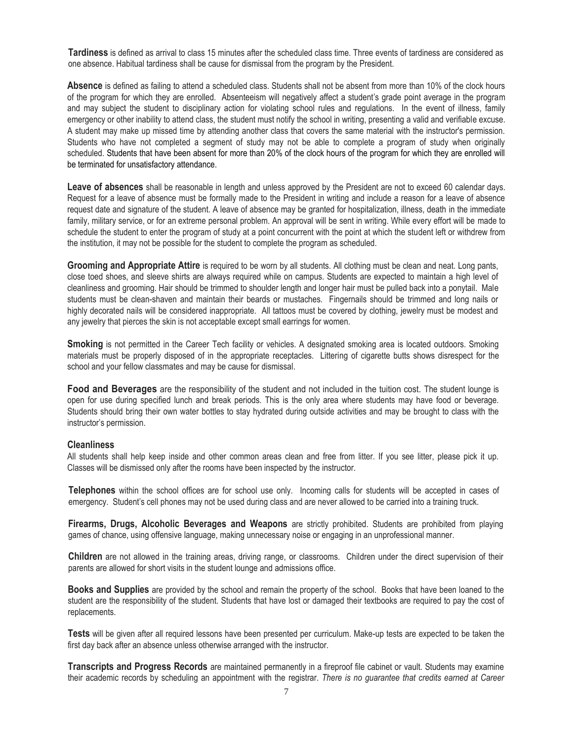**Tardiness** is defined as arrival to class 15 minutes after the scheduled class time. Three events of tardiness are considered as one absence. Habitual tardiness shall be cause for dismissal from the program by the President.

**Absence** is defined as failing to attend a scheduled class. Students shall not be absent from more than 10% of the clock hours of the program for which they are enrolled. Absenteeism will negatively affect a student's grade point average in the program and may subject the student to disciplinary action for violating school rules and regulations. In the event of illness, family emergency or other inability to attend class, the student must notify the school in writing, presenting a valid and verifiable excuse. A student may make up missed time by attending another class that covers the same material with the instructor's permission. Students who have not completed a segment of study may not be able to complete a program of study when originally scheduled. Students that have been absent for more than 20% of the clock hours of the program for which they are enrolled will be terminated for unsatisfactory attendance.

**Leave of absences** shall be reasonable in length and unless approved by the President are not to exceed 60 calendar days. Request for a leave of absence must be formally made to the President in writing and include a reason for a leave of absence request date and signature of the student. A leave of absence may be granted for hospitalization, illness, death in the immediate family, military service, or for an extreme personal problem. An approval will be sent in writing. While every effort will be made to schedule the student to enter the program of study at a point concurrent with the point at which the student left or withdrew from the institution, it may not be possible for the student to complete the program as scheduled.

**Grooming and Appropriate Attire** is required to be worn by all students. All clothing must be clean and neat. Long pants, close toed shoes, and sleeve shirts are always required while on campus. Students are expected to maintain a high level of cleanliness and grooming. Hair should be trimmed to shoulder length and longer hair must be pulled back into a ponytail. Male students must be clean-shaven and maintain their beards or mustaches. Fingernails should be trimmed and long nails or highly decorated nails will be considered inappropriate. All tattoos must be covered by clothing, jewelry must be modest and any jewelry that pierces the skin is not acceptable except small earrings for women.

**Smoking** is not permitted in the Career Tech facility or vehicles. A designated smoking area is located outdoors. Smoking materials must be properly disposed of in the appropriate receptacles. Littering of cigarette butts shows disrespect for the school and your fellow classmates and may be cause for dismissal.

**Food and Beverages** are the responsibility of the student and not included in the tuition cost. The student lounge is open for use during specified lunch and break periods. This is the only area where students may have food or beverage. Students should bring their own water bottles to stay hydrated during outside activities and may be brought to class with the instructor's permission.

**Cleanliness**

All students shall help keep inside and other common areas clean and free from litter. If you see litter, please pick it up. Classes will be dismissed only after the rooms have been inspected by the instructor.

**Telephones** within the school offices are for school use only. Incoming calls for students will be accepted in cases of emergency. Student's cell phones may not be used during class and are never allowed to be carried into a training truck.

**Firearms, Drugs, Alcoholic Beverages and Weapons** are strictly prohibited. Students are prohibited from playing games of chance, using offensive language, making unnecessary noise or engaging in an unprofessional manner.

**Children** are not allowed in the training areas, driving range, or classrooms. Children under the direct supervision of their parents are allowed for short visits in the student lounge and admissions office.

**Books and Supplies** are provided by the school and remain the property of the school. Books that have been loaned to the student are the responsibility of the student. Students that have lost or damaged their textbooks are required to pay the cost of replacements.

**Tests** will be given after all required lessons have been presented per curriculum. Make-up tests are expected to be taken the first day back after an absence unless otherwise arranged with the instructor.

**Transcripts and Progress Records** are maintained permanently in a fireproof file cabinet or vault. Students may examine their academic records by scheduling an appointment with the registrar. *There is no guarantee that credits earned at Career*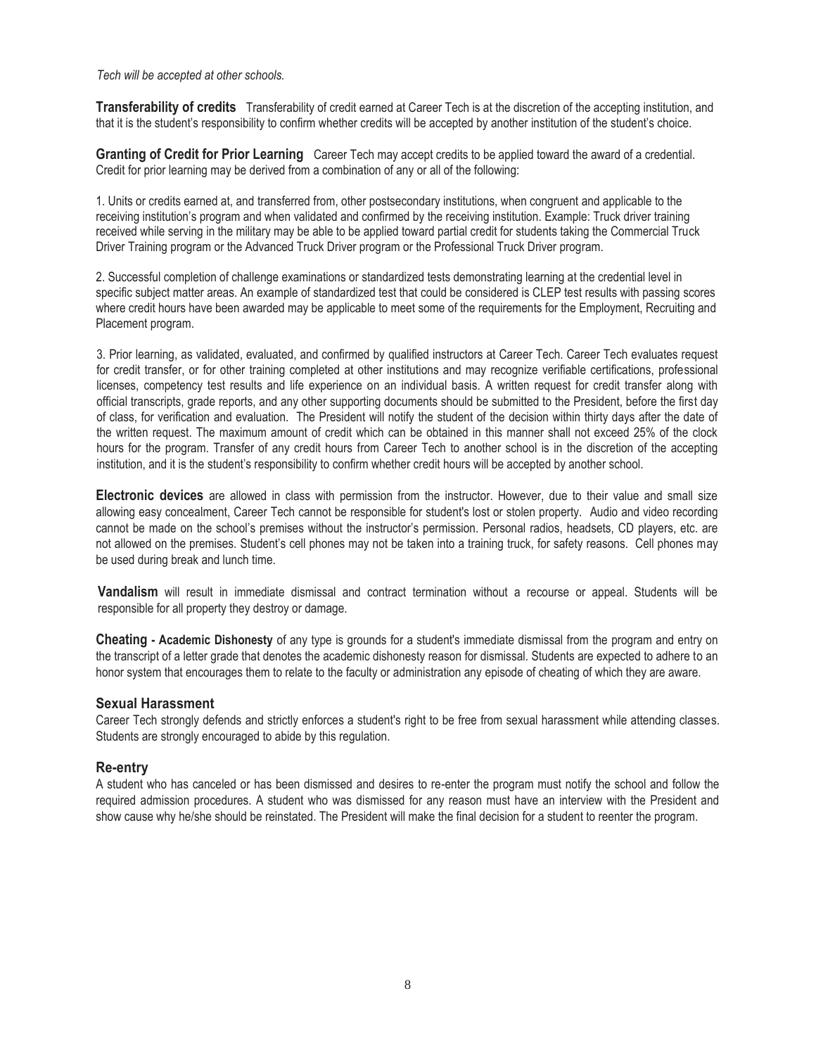*Tech will be accepted at other schools.*

**Transferability of credits** Transferability of credit earned at Career Tech is at the discretion of the accepting institution, and that it is the student's responsibility to confirm whether credits will be accepted by another institution of the student's choice.

**Granting of Credit for Prior Learning** Career Tech may accept credits to be applied toward the award of a credential. Credit for prior learning may be derived from a combination of any or all of the following:

1. Units or credits earned at, and transferred from, other postsecondary institutions, when congruent and applicable to the receiving institution's program and when validated and confirmed by the receiving institution. Example: Truck driver training received while serving in the military may be able to be applied toward partial credit for students taking the Commercial Truck Driver Training program or the Advanced Truck Driver program or the Professional Truck Driver program.

2. Successful completion of challenge examinations or standardized tests demonstrating learning at the credential level in specific subject matter areas. An example of standardized test that could be considered is CLEP test results with passing scores where credit hours have been awarded may be applicable to meet some of the requirements for the Employment, Recruiting and Placement program.

3. Prior learning, as validated, evaluated, and confirmed by qualified instructors at Career Tech. Career Tech evaluates request for credit transfer, or for other training completed at other institutions and may recognize verifiable certifications, professional licenses, competency test results and life experience on an individual basis. A written request for credit transfer along with official transcripts, grade reports, and any other supporting documents should be submitted to the President, before the first day of class, for verification and evaluation. The President will notify the student of the decision within thirty days after the date of the written request. The maximum amount of credit which can be obtained in this manner shall not exceed 25% of the clock hours for the program. Transfer of any credit hours from Career Tech to another school is in the discretion of the accepting institution, and it is the student's responsibility to confirm whether credit hours will be accepted by another school.

**Electronic devices** are allowed in class with permission from the instructor. However, due to their value and small size allowing easy concealment, Career Tech cannot be responsible for student's lost or stolen property. Audio and video recording cannot be made on the school's premises without the instructor's permission. Personal radios, headsets, CD players, etc. are not allowed on the premises. Student's cell phones may not be taken into a training truck, for safety reasons. Cell phones may be used during break and lunch time.

**Vandalism** will result in immediate dismissal and contract termination without a recourse or appeal. Students will be responsible for all property they destroy or damage.

**Cheating - Academic Dishonesty** of any type is grounds for a student's immediate dismissal from the program and entry on the transcript of a letter grade that denotes the academic dishonesty reason for dismissal. Students are expected to adhere to an honor system that encourages them to relate to the faculty or administration any episode of cheating of which they are aware.

### Sexual Harassment

Career Tech strongly defends and strictly enforces a student's right to be free from sexual harassment while attending classes. Students are strongly encouraged to abide by this regulation.

### Re-entry

A student who has canceled or has been dismissed and desires to re-enter the program must notify the school and follow the required admission procedures. A student who was dismissed for any reason must have an interview with the President and show cause why he/she should be reinstated. The President will make the final decision for a student to reenter the program.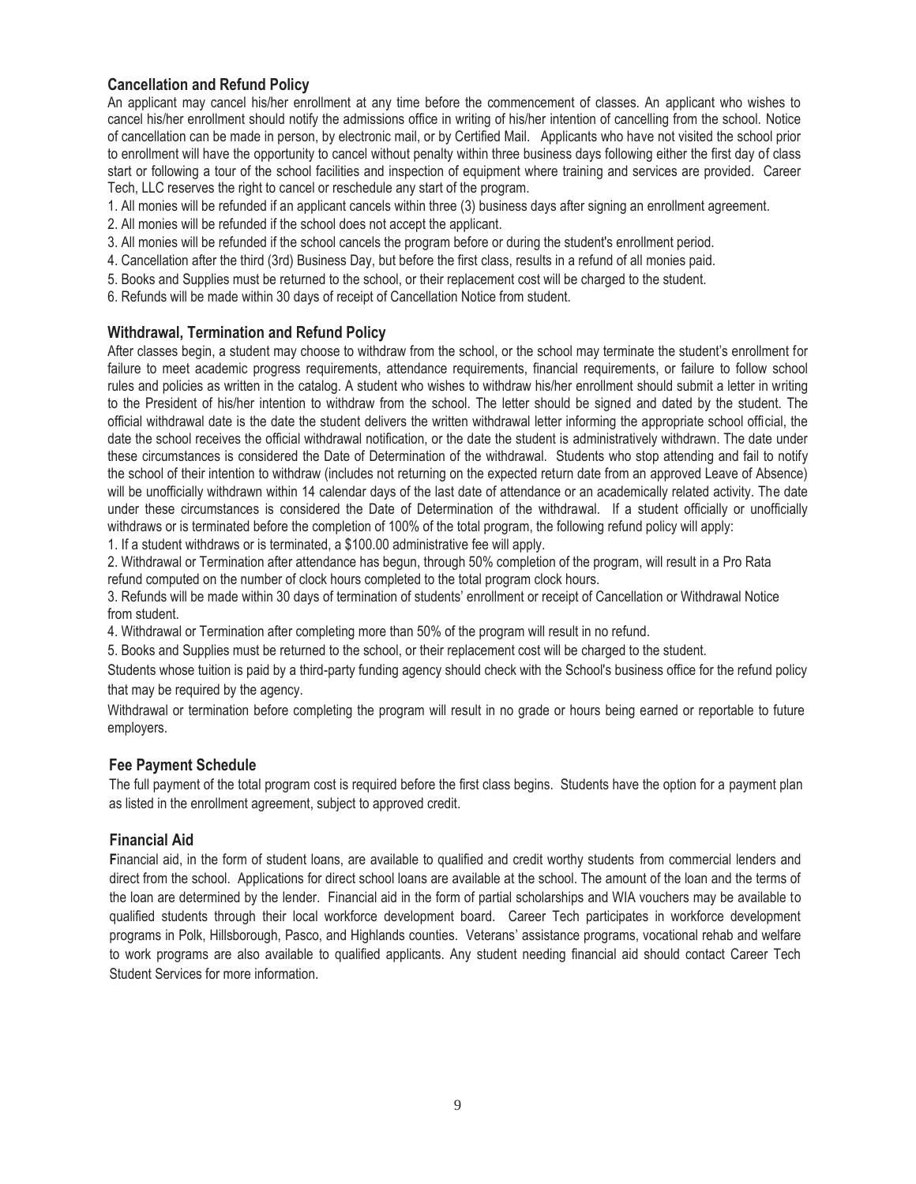### Cancellation and Refund Policy

An applicant may cancel his/her enrollment at any time before the commencement of classes. An applicant who wishes to cancel his/her enrollment should notify the admissions office in writing of his/her intention of cancelling from the school. Notice of cancellation can be made in person, by electronic mail, or by Certified Mail. Applicants who have not visited the school prior to enrollment will have the opportunity to cancel without penalty within three business days following either the first day of class start or following a tour of the school facilities and inspection of equipment where training and services are provided. Career Tech, LLC reserves the right to cancel or reschedule any start of the program.

1. All monies will be refunded if an applicant cancels within three (3) business days after signing an enrollment agreement.
2. All monies will be refunded if the school does not accept the applicant.
3. All monies will be refunded if the school cancels the program before or during the student's enrollment period.
4. Cancellation after the third (3rd) Business Day, but before the first class, results in a refund of all monies paid.
5. Books and Supplies must be returned to the school, or their replacement cost will be charged to the student.
6. Refunds will be made within 30 days of receipt of Cancellation Notice from student.

### Withdrawal, Termination and Refund Policy

After classes begin, a student may choose to withdraw from the school, or the school may terminate the student's enrollment for failure to meet academic progress requirements, attendance requirements, financial requirements, or failure to follow school rules and policies as written in the catalog. A student who wishes to withdraw his/her enrollment should submit a letter in writing to the President of his/her intention to withdraw from the school. The letter should be signed and dated by the student. The official withdrawal date is the date the student delivers the written withdrawal letter informing the appropriate school official, the date the school receives the official withdrawal notification, or the date the student is administratively withdrawn. The date under these circumstances is considered the Date of Determination of the withdrawal. Students who stop attending and fail to notify the school of their intention to withdraw (includes not returning on the expected return date from an approved Leave of Absence) will be unofficially withdrawn within 14 calendar days of the last date of attendance or an academically related activity. The date under these circumstances is considered the Date of Determination of the withdrawal. If a student officially or unofficially withdraws or is terminated before the completion of 100% of the total program, the following refund policy will apply:

1. If a student withdraws or is terminated, a $100.00 administrative fee will apply.
2. Withdrawal or Termination after attendance has begun, through 50% completion of the program, will result in a Pro Rata refund computed on the number of clock hours completed to the total program clock hours.
3. Refunds will be made within 30 days of termination of students' enrollment or receipt of Cancellation or Withdrawal Notice from student.
4. Withdrawal or Termination after completing more than 50% of the program will result in no refund.
5. Books and Supplies must be returned to the school, or their replacement cost will be charged to the student.

Students whose tuition is paid by a third-party funding agency should check with the School's business office for the refund policy that may be required by the agency.

Withdrawal or termination before completing the program will result in no grade or hours being earned or reportable to future employers.

### Fee Payment Schedule

The full payment of the total program cost is required before the first class begins. Students have the option for a payment plan as listed in the enrollment agreement, subject to approved credit.

### Financial Aid

Financial aid, in the form of student loans, are available to qualified and credit worthy students from commercial lenders and direct from the school. Applications for direct school loans are available at the school. The amount of the loan and the terms of the loan are determined by the lender. Financial aid in the form of partial scholarships and WIA vouchers may be available to qualified students through their local workforce development board. Career Tech participates in workforce development programs in Polk, Hillsborough, Pasco, and Highlands counties. Veterans' assistance programs, vocational rehab and welfare to work programs are also available to qualified applicants. Any student needing financial aid should contact Career Tech Student Services for more information.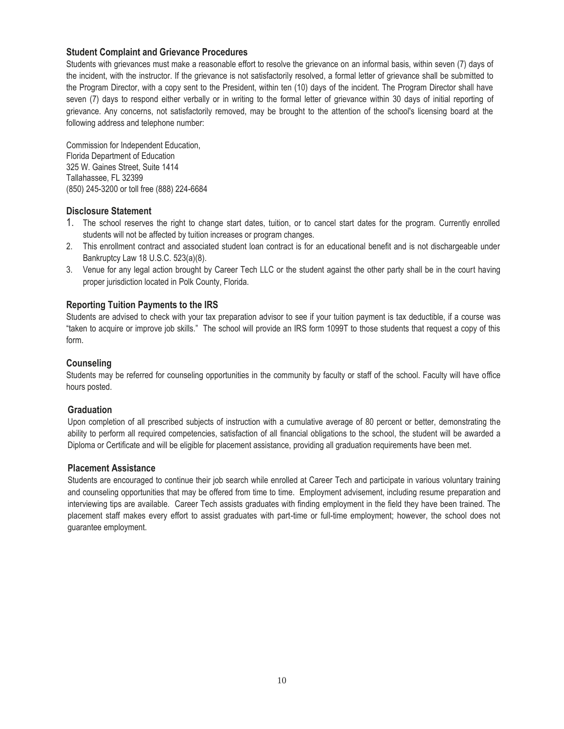## Student Complaint and Grievance Procedures

Students with grievances must make a reasonable effort to resolve the grievance on an informal basis, within seven (7) days of the incident, with the instructor. If the grievance is not satisfactorily resolved, a formal letter of grievance shall be submitted to the Program Director, with a copy sent to the President, within ten (10) days of the incident. The Program Director shall have seven (7) days to respond either verbally or in writing to the formal letter of grievance within 30 days of initial reporting of grievance. Any concerns, not satisfactorily removed, may be brought to the attention of the school's licensing board at the following address and telephone number:

Commission for Independent Education,
Florida Department of Education
325 W. Gaines Street, Suite 1414
Tallahassee, FL 32399
(850) 245-3200 or toll free (888) 224-6684

## Disclosure Statement

1. The school reserves the right to change start dates, tuition, or to cancel start dates for the program. Currently enrolled students will not be affected by tuition increases or program changes.
2. This enrollment contract and associated student loan contract is for an educational benefit and is not dischargeable under Bankruptcy Law 18 U.S.C. 523(a)(8).
3. Venue for any legal action brought by Career Tech LLC or the student against the other party shall be in the court having proper jurisdiction located in Polk County, Florida.

## Reporting Tuition Payments to the IRS

Students are advised to check with your tax preparation advisor to see if your tuition payment is tax deductible, if a course was "taken to acquire or improve job skills." The school will provide an IRS form 1099T to those students that request a copy of this form.

## Counseling

Students may be referred for counseling opportunities in the community by faculty or staff of the school. Faculty will have office hours posted.

## Graduation

Upon completion of all prescribed subjects of instruction with a cumulative average of 80 percent or better, demonstrating the ability to perform all required competencies, satisfaction of all financial obligations to the school, the student will be awarded a Diploma or Certificate and will be eligible for placement assistance, providing all graduation requirements have been met.

## Placement Assistance

Students are encouraged to continue their job search while enrolled at Career Tech and participate in various voluntary training and counseling opportunities that may be offered from time to time. Employment advisement, including resume preparation and interviewing tips are available. Career Tech assists graduates with finding employment in the field they have been trained. The placement staff makes every effort to assist graduates with part-time or full-time employment; however, the school does not guarantee employment.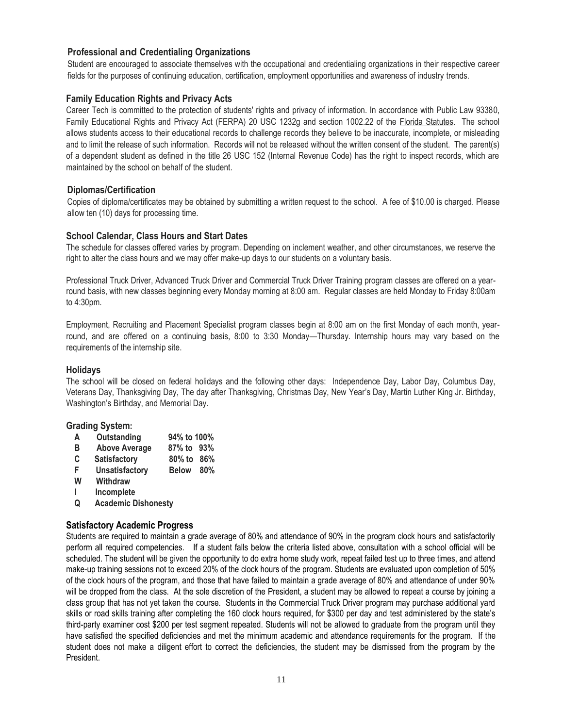### Professional and Credentialing Organizations

Student are encouraged to associate themselves with the occupational and credentialing organizations in their respective career fields for the purposes of continuing education, certification, employment opportunities and awareness of industry trends.

### Family Education Rights and Privacy Acts

Career Tech is committed to the protection of students' rights and privacy of information. In accordance with Public Law 93380, Family Educational Rights and Privacy Act (FERPA) 20 USC 1232g and section 1002.22 of the Florida Statutes. The school allows students access to their educational records to challenge records they believe to be inaccurate, incomplete, or misleading and to limit the release of such information. Records will not be released without the written consent of the student. The parent(s) of a dependent student as defined in the title 26 USC 152 (Internal Revenue Code) has the right to inspect records, which are maintained by the school on behalf of the student.

### Diplomas/Certification

Copies of diploma/certificates may be obtained by submitting a written request to the school. A fee of $10.00 is charged. Please allow ten (10) days for processing time.

### School Calendar, Class Hours and Start Dates

The schedule for classes offered varies by program. Depending on inclement weather, and other circumstances, we reserve the right to alter the class hours and we may offer make-up days to our students on a voluntary basis.

Professional Truck Driver, Advanced Truck Driver and Commercial Truck Driver Training program classes are offered on a year-round basis, with new classes beginning every Monday morning at 8:00 am. Regular classes are held Monday to Friday 8:00am to 4:30pm.

Employment, Recruiting and Placement Specialist program classes begin at 8:00 am on the first Monday of each month, year-round, and are offered on a continuing basis, 8:00 to 3:30 Monday—Thursday. Internship hours may vary based on the requirements of the internship site.

### Holidays

The school will be closed on federal holidays and the following other days: Independence Day, Labor Day, Columbus Day, Veterans Day, Thanksgiving Day, The day after Thanksgiving, Christmas Day, New Year's Day, Martin Luther King Jr. Birthday, Washington's Birthday, and Memorial Day.

### Grading System:

| | | |
|---|---|---|
| **A** | **Outstanding** | **94% to 100%** |
| **B** | **Above Average** | **87% to 93%** |
| **C** | **Satisfactory** | **80% to 86%** |
| **F** | **Unsatisfactory** | **Below 80%** |
| **W** | **Withdraw** | |
| **I** | **Incomplete** | |
| **Q** | **Academic Dishonesty** | |

### Satisfactory Academic Progress

Students are required to maintain a grade average of 80% and attendance of 90% in the program clock hours and satisfactorily perform all required competencies. If a student falls below the criteria listed above, consultation with a school official will be scheduled. The student will be given the opportunity to do extra home study work, repeat failed test up to three times, and attend make-up training sessions not to exceed 20% of the clock hours of the program. Students are evaluated upon completion of 50% of the clock hours of the program, and those that have failed to maintain a grade average of 80% and attendance of under 90% will be dropped from the class. At the sole discretion of the President, a student may be allowed to repeat a course by joining a class group that has not yet taken the course. Students in the Commercial Truck Driver program may purchase additional yard skills or road skills training after completing the 160 clock hours required, for $300 per day and test administered by the state's third-party examiner cost $200 per test segment repeated. Students will not be allowed to graduate from the program until they have satisfied the specified deficiencies and met the minimum academic and attendance requirements for the program. If the student does not make a diligent effort to correct the deficiencies, the student may be dismissed from the program by the President.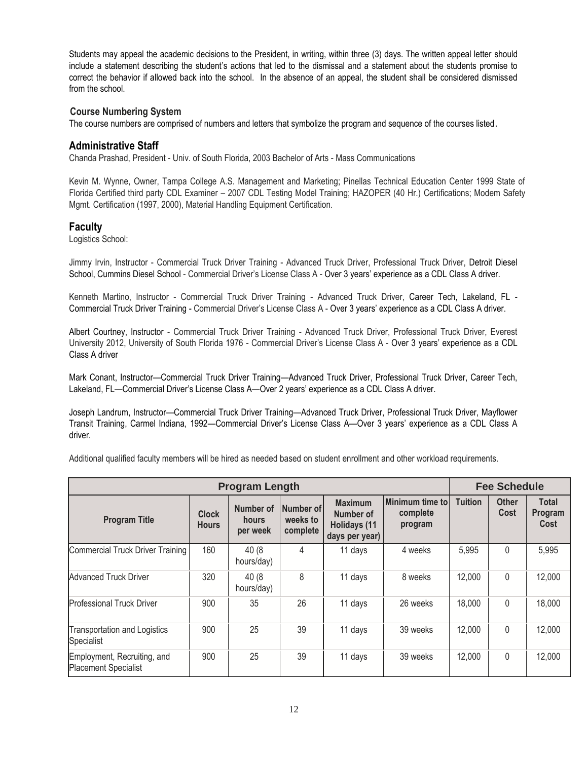Students may appeal the academic decisions to the President, in writing, within three (3) days. The written appeal letter should include a statement describing the student's actions that led to the dismissal and a statement about the students promise to correct the behavior if allowed back into the school. In the absence of an appeal, the student shall be considered dismissed from the school.

### Course Numbering System

The course numbers are comprised of numbers and letters that symbolize the program and sequence of the courses listed.

## Administrative Staff

Chanda Prashad, President - Univ. of South Florida, 2003 Bachelor of Arts - Mass Communications

Kevin M. Wynne, Owner, Tampa College A.S. Management and Marketing; Pinellas Technical Education Center 1999 State of Florida Certified third party CDL Examiner – 2007 CDL Testing Model Training; HAZOPER (40 Hr.) Certifications; Modem Safety Mgmt. Certification (1997, 2000), Material Handling Equipment Certification.

## Faculty

Logistics School:

Jimmy Irvin, Instructor - Commercial Truck Driver Training - Advanced Truck Driver, Professional Truck Driver, Detroit Diesel School, Cummins Diesel School - Commercial Driver's License Class A - Over 3 years' experience as a CDL Class A driver.

Kenneth Martino, Instructor - Commercial Truck Driver Training - Advanced Truck Driver, Career Tech, Lakeland, FL - Commercial Truck Driver Training - Commercial Driver's License Class A - Over 3 years' experience as a CDL Class A driver.

Albert Courtney, Instructor - Commercial Truck Driver Training - Advanced Truck Driver, Professional Truck Driver, Everest University 2012, University of South Florida 1976 - Commercial Driver's License Class A - Over 3 years' experience as a CDL Class A driver

Mark Conant, Instructor—Commercial Truck Driver Training—Advanced Truck Driver, Professional Truck Driver, Career Tech, Lakeland, FL—Commercial Driver's License Class A—Over 2 years' experience as a CDL Class A driver.

Joseph Landrum, Instructor—Commercial Truck Driver Training—Advanced Truck Driver, Professional Truck Driver, Mayflower Transit Training, Carmel Indiana, 1992—Commercial Driver's License Class A—Over 3 years' experience as a CDL Class A driver.

Additional qualified faculty members will be hired as needed based on student enrollment and other workload requirements.

| Program Length | | | | | | Fee Schedule | | |
|---|---|---|---|---|---|---|---|---|
| **Program Title** | **Clock Hours** | **Number of hours per week** | **Number of weeks to complete** | **Maximum Number of Holidays (11 days per year)** | **Minimum time to complete program** | **Tuition** | **Other Cost** | **Total Program Cost** |
| Commercial Truck Driver Training | 160 | 40 (8 hours/day) | 4 | 11 days | 4 weeks | 5,995 | 0 | 5,995 |
| Advanced Truck Driver | 320 | 40 (8 hours/day) | 8 | 11 days | 8 weeks | 12,000 | 0 | 12,000 |
| Professional Truck Driver | 900 | 35 | 26 | 11 days | 26 weeks | 18,000 | 0 | 18,000 |
| Transportation and Logistics Specialist | 900 | 25 | 39 | 11 days | 39 weeks | 12,000 | 0 | 12,000 |
| Employment, Recruiting, and Placement Specialist | 900 | 25 | 39 | 11 days | 39 weeks | 12,000 | 0 | 12,000 |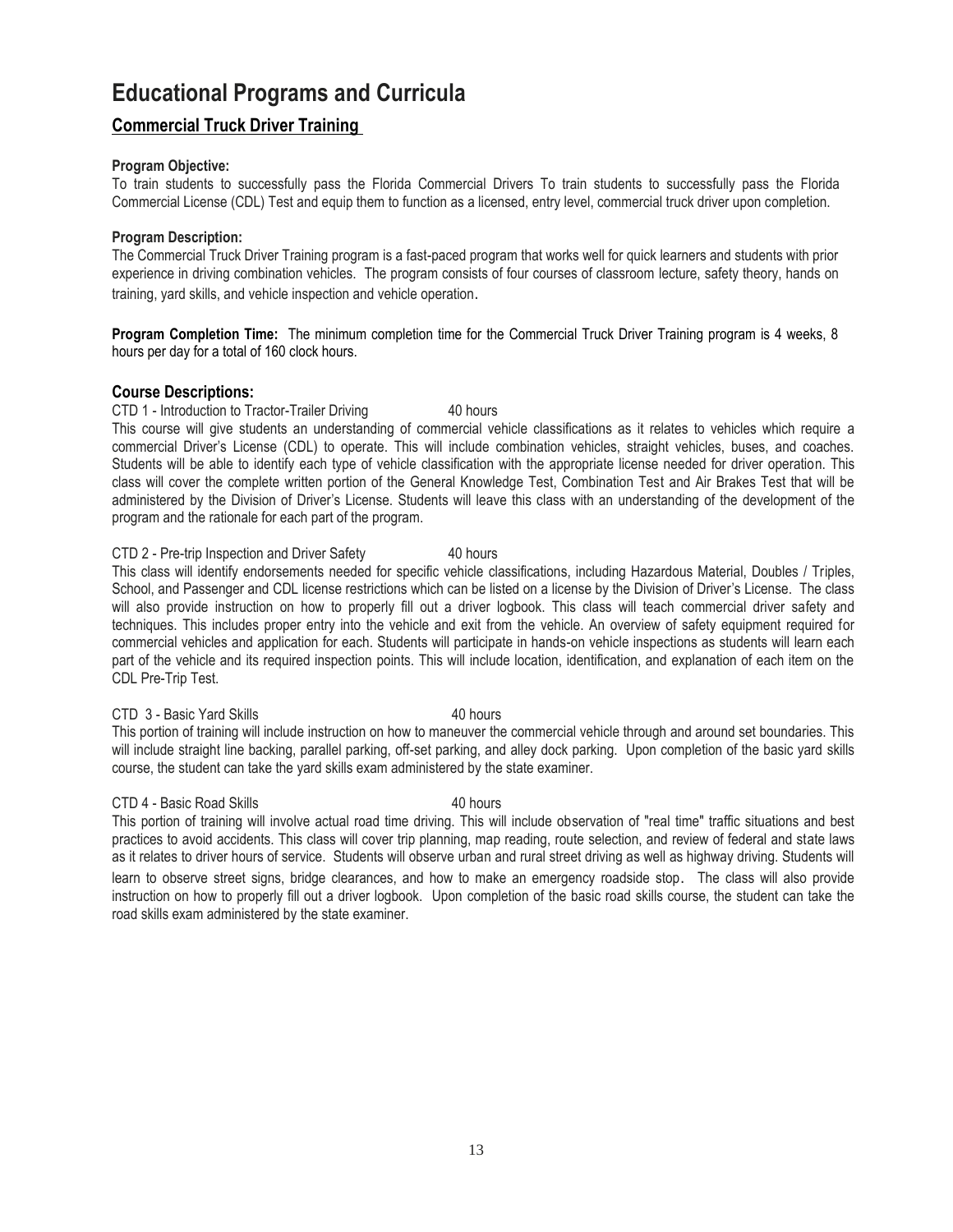# Educational Programs and Curricula

## Commercial Truck Driver Training

**Program Objective:**

To train students to successfully pass the Florida Commercial Drivers To train students to successfully pass the Florida Commercial License (CDL) Test and equip them to function as a licensed, entry level, commercial truck driver upon completion.

**Program Description:**

The Commercial Truck Driver Training program is a fast-paced program that works well for quick learners and students with prior experience in driving combination vehicles. The program consists of four courses of classroom lecture, safety theory, hands on training, yard skills, and vehicle inspection and vehicle operation.

**Program Completion Time:** The minimum completion time for the Commercial Truck Driver Training program is 4 weeks, 8 hours per day for a total of 160 clock hours.

### Course Descriptions:

CTD 1 - Introduction to Tractor-Trailer Driving 40 hours

This course will give students an understanding of commercial vehicle classifications as it relates to vehicles which require a commercial Driver's License (CDL) to operate. This will include combination vehicles, straight vehicles, buses, and coaches. Students will be able to identify each type of vehicle classification with the appropriate license needed for driver operation. This class will cover the complete written portion of the General Knowledge Test, Combination Test and Air Brakes Test that will be administered by the Division of Driver's License. Students will leave this class with an understanding of the development of the program and the rationale for each part of the program.

CTD 2 - Pre-trip Inspection and Driver Safety 40 hours

This class will identify endorsements needed for specific vehicle classifications, including Hazardous Material, Doubles / Triples, School, and Passenger and CDL license restrictions which can be listed on a license by the Division of Driver's License. The class will also provide instruction on how to properly fill out a driver logbook. This class will teach commercial driver safety and techniques. This includes proper entry into the vehicle and exit from the vehicle. An overview of safety equipment required for commercial vehicles and application for each. Students will participate in hands-on vehicle inspections as students will learn each part of the vehicle and its required inspection points. This will include location, identification, and explanation of each item on the CDL Pre-Trip Test.

CTD 3 - Basic Yard Skills 40 hours

This portion of training will include instruction on how to maneuver the commercial vehicle through and around set boundaries. This will include straight line backing, parallel parking, off-set parking, and alley dock parking. Upon completion of the basic yard skills course, the student can take the yard skills exam administered by the state examiner.

CTD 4 - Basic Road Skills 40 hours

This portion of training will involve actual road time driving. This will include observation of "real time" traffic situations and best practices to avoid accidents. This class will cover trip planning, map reading, route selection, and review of federal and state laws as it relates to driver hours of service. Students will observe urban and rural street driving as well as highway driving. Students will learn to observe street signs, bridge clearances, and how to make an emergency roadside stop. The class will also provide instruction on how to properly fill out a driver logbook. Upon completion of the basic road skills course, the student can take the road skills exam administered by the state examiner.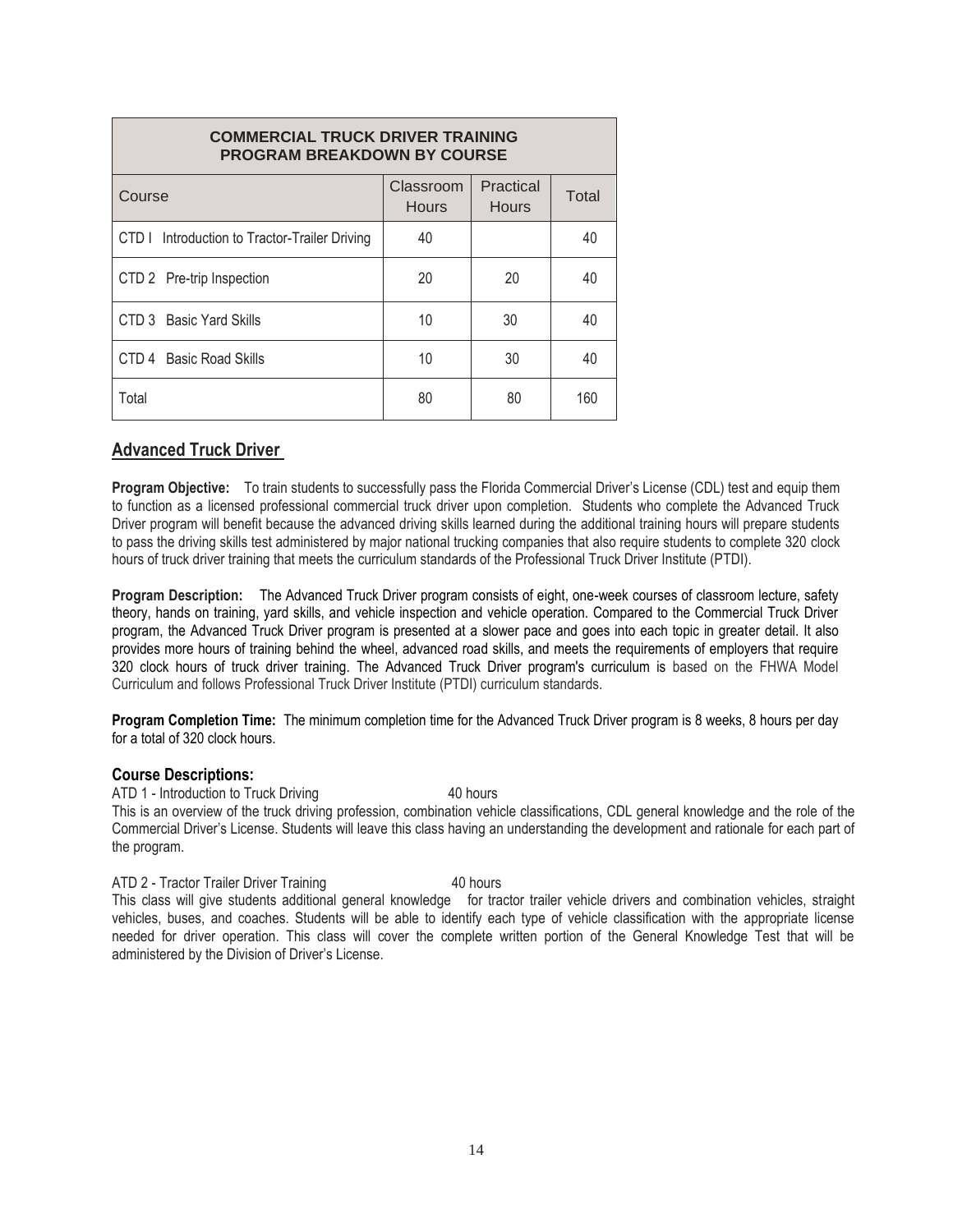| COMMERCIAL TRUCK DRIVER TRAINING PROGRAM BREAKDOWN BY COURSE | | | |
|---|---|---|---|
| Course | Classroom Hours | Practical Hours | Total |
| CTD I Introduction to Tractor-Trailer Driving | 40 | | 40 |
| CTD 2 Pre-trip Inspection | 20 | 20 | 40 |
| CTD 3 Basic Yard Skills | 10 | 30 | 40 |
| CTD 4 Basic Road Skills | 10 | 30 | 40 |
| Total | 80 | 80 | 160 |

## Advanced Truck Driver

**Program Objective:** To train students to successfully pass the Florida Commercial Driver's License (CDL) test and equip them to function as a licensed professional commercial truck driver upon completion. Students who complete the Advanced Truck Driver program will benefit because the advanced driving skills learned during the additional training hours will prepare students to pass the driving skills test administered by major national trucking companies that also require students to complete 320 clock hours of truck driver training that meets the curriculum standards of the Professional Truck Driver Institute (PTDI).

**Program Description:** The Advanced Truck Driver program consists of eight, one-week courses of classroom lecture, safety theory, hands on training, yard skills, and vehicle inspection and vehicle operation. Compared to the Commercial Truck Driver program, the Advanced Truck Driver program is presented at a slower pace and goes into each topic in greater detail. It also provides more hours of training behind the wheel, advanced road skills, and meets the requirements of employers that require 320 clock hours of truck driver training. The Advanced Truck Driver program's curriculum is based on the FHWA Model Curriculum and follows Professional Truck Driver Institute (PTDI) curriculum standards.

**Program Completion Time:** The minimum completion time for the Advanced Truck Driver program is 8 weeks, 8 hours per day for a total of 320 clock hours.

### Course Descriptions:

ATD 1 - Introduction to Truck Driving 40 hours

This is an overview of the truck driving profession, combination vehicle classifications, CDL general knowledge and the role of the Commercial Driver's License. Students will leave this class having an understanding the development and rationale for each part of the program.

ATD 2 - Tractor Trailer Driver Training 40 hours

This class will give students additional general knowledge for tractor trailer vehicle drivers and combination vehicles, straight vehicles, buses, and coaches. Students will be able to identify each type of vehicle classification with the appropriate license needed for driver operation. This class will cover the complete written portion of the General Knowledge Test that will be administered by the Division of Driver's License.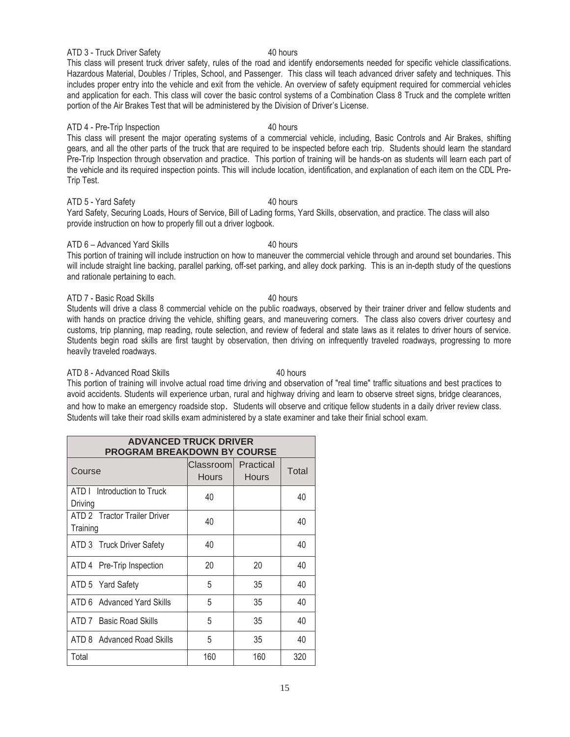ATD 3 - Truck Driver Safety 40 hours

This class will present truck driver safety, rules of the road and identify endorsements needed for specific vehicle classifications. Hazardous Material, Doubles / Triples, School, and Passenger. This class will teach advanced driver safety and techniques. This includes proper entry into the vehicle and exit from the vehicle. An overview of safety equipment required for commercial vehicles and application for each. This class will cover the basic control systems of a Combination Class 8 Truck and the complete written portion of the Air Brakes Test that will be administered by the Division of Driver's License.

ATD 4 - Pre-Trip Inspection 40 hours

This class will present the major operating systems of a commercial vehicle, including, Basic Controls and Air Brakes, shifting gears, and all the other parts of the truck that are required to be inspected before each trip. Students should learn the standard Pre-Trip Inspection through observation and practice. This portion of training will be hands-on as students will learn each part of the vehicle and its required inspection points. This will include location, identification, and explanation of each item on the CDL Pre-Trip Test.

ATD 5 - Yard Safety 40 hours

Yard Safety, Securing Loads, Hours of Service, Bill of Lading forms, Yard Skills, observation, and practice. The class will also provide instruction on how to properly fill out a driver logbook.

ATD 6 – Advanced Yard Skills 40 hours

This portion of training will include instruction on how to maneuver the commercial vehicle through and around set boundaries. This will include straight line backing, parallel parking, off-set parking, and alley dock parking. This is an in-depth study of the questions and rationale pertaining to each.

ATD 7 - Basic Road Skills 40 hours

Students will drive a class 8 commercial vehicle on the public roadways, observed by their trainer driver and fellow students and with hands on practice driving the vehicle, shifting gears, and maneuvering corners. The class also covers driver courtesy and customs, trip planning, map reading, route selection, and review of federal and state laws as it relates to driver hours of service. Students begin road skills are first taught by observation, then driving on infrequently traveled roadways, progressing to more heavily traveled roadways.

ATD 8 - Advanced Road Skills 40 hours

This portion of training will involve actual road time driving and observation of "real time" traffic situations and best practices to avoid accidents. Students will experience urban, rural and highway driving and learn to observe street signs, bridge clearances, and how to make an emergency roadside stop. Students will observe and critique fellow students in a daily driver review class. Students will take their road skills exam administered by a state examiner and take their finial school exam.

| ADVANCED TRUCK DRIVER PROGRAM BREAKDOWN BY COURSE | | | |
|---|---|---|---|
| Course | Classroom Hours | Practical Hours | Total |
| ATD I Introduction to Truck Driving | 40 | | 40 |
| ATD 2 Tractor Trailer Driver Training | 40 | | 40 |
| ATD 3 Truck Driver Safety | 40 | | 40 |
| ATD 4 Pre-Trip Inspection | 20 | 20 | 40 |
| ATD 5 Yard Safety | 5 | 35 | 40 |
| ATD 6 Advanced Yard Skills | 5 | 35 | 40 |
| ATD 7 Basic Road Skills | 5 | 35 | 40 |
| ATD 8 Advanced Road Skills | 5 | 35 | 40 |
| Total | 160 | 160 | 320 |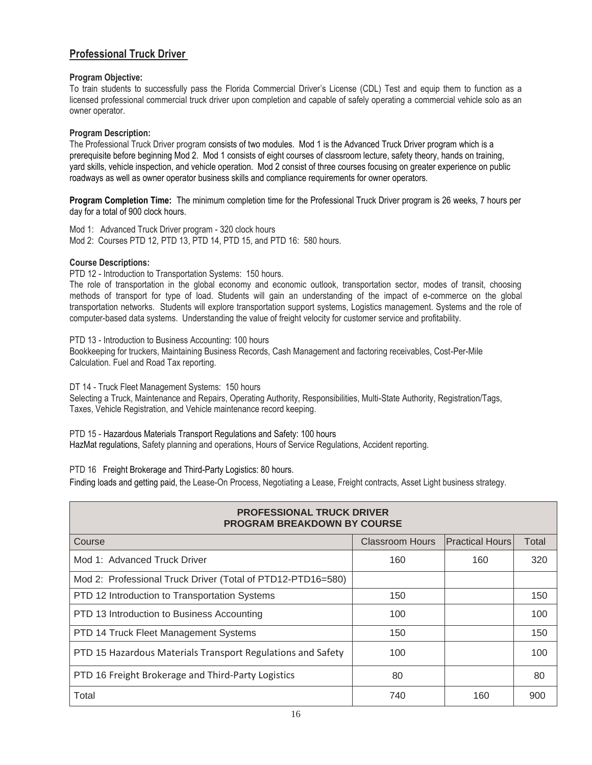## Professional Truck Driver

**Program Objective:**
To train students to successfully pass the Florida Commercial Driver's License (CDL) Test and equip them to function as a licensed professional commercial truck driver upon completion and capable of safely operating a commercial vehicle solo as an owner operator.

**Program Description:**
The Professional Truck Driver program consists of two modules. Mod 1 is the Advanced Truck Driver program which is a prerequisite before beginning Mod 2. Mod 1 consists of eight courses of classroom lecture, safety theory, hands on training, yard skills, vehicle inspection, and vehicle operation. Mod 2 consist of three courses focusing on greater experience on public roadways as well as owner operator business skills and compliance requirements for owner operators.

**Program Completion Time:** The minimum completion time for the Professional Truck Driver program is 26 weeks, 7 hours per day for a total of 900 clock hours.

Mod 1: Advanced Truck Driver program - 320 clock hours
Mod 2: Courses PTD 12, PTD 13, PTD 14, PTD 15, and PTD 16: 580 hours.

**Course Descriptions:**

PTD 12 - Introduction to Transportation Systems: 150 hours.
The role of transportation in the global economy and economic outlook, transportation sector, modes of transit, choosing methods of transport for type of load. Students will gain an understanding of the impact of e-commerce on the global transportation networks. Students will explore transportation support systems, Logistics management. Systems and the role of computer-based data systems. Understanding the value of freight velocity for customer service and profitability.

PTD 13 - Introduction to Business Accounting: 100 hours
Bookkeeping for truckers, Maintaining Business Records, Cash Management and factoring receivables, Cost-Per-Mile Calculation. Fuel and Road Tax reporting.

DT 14 - Truck Fleet Management Systems: 150 hours
Selecting a Truck, Maintenance and Repairs, Operating Authority, Responsibilities, Multi-State Authority, Registration/Tags, Taxes, Vehicle Registration, and Vehicle maintenance record keeping.

PTD 15 - Hazardous Materials Transport Regulations and Safety: 100 hours
HazMat regulations, Safety planning and operations, Hours of Service Regulations, Accident reporting.

PTD 16 Freight Brokerage and Third-Party Logistics: 80 hours.
Finding loads and getting paid, the Lease-On Process, Negotiating a Lease, Freight contracts, Asset Light business strategy.

| PROFESSIONAL TRUCK DRIVER PROGRAM BREAKDOWN BY COURSE | | | |
|---|---|---|---|
| Course | Classroom Hours | Practical Hours | Total |
| Mod 1: Advanced Truck Driver | 160 | 160 | 320 |
| Mod 2: Professional Truck Driver (Total of PTD12-PTD16=580) | | | |
| PTD 12 Introduction to Transportation Systems | 150 | | 150 |
| PTD 13 Introduction to Business Accounting | 100 | | 100 |
| PTD 14 Truck Fleet Management Systems | 150 | | 150 |
| PTD 15 Hazardous Materials Transport Regulations and Safety | 100 | | 100 |
| PTD 16 Freight Brokerage and Third-Party Logistics | 80 | | 80 |
| Total | 740 | 160 | 900 |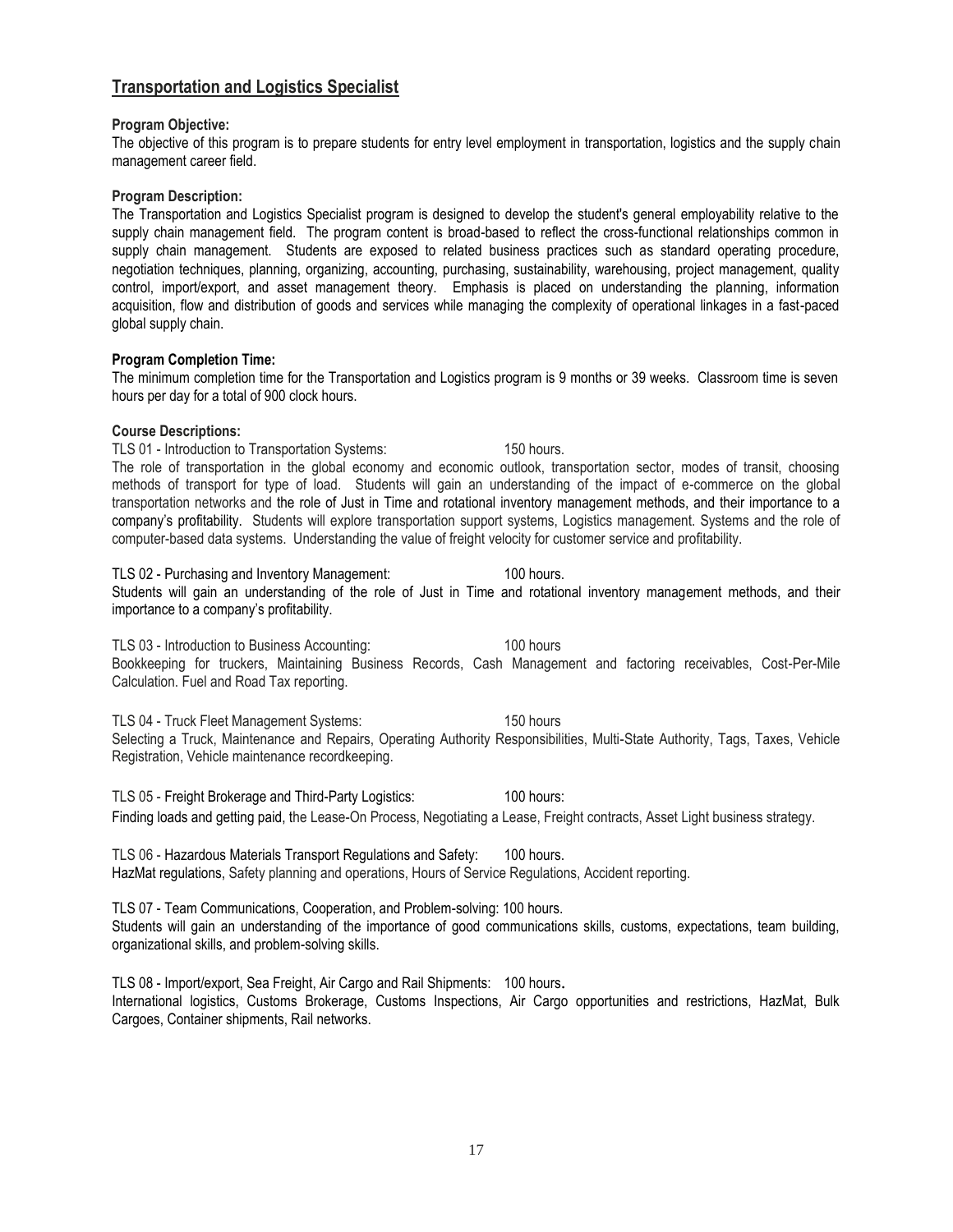## Transportation and Logistics Specialist

**Program Objective:**

The objective of this program is to prepare students for entry level employment in transportation, logistics and the supply chain management career field.

**Program Description:**

The Transportation and Logistics Specialist program is designed to develop the student's general employability relative to the supply chain management field. The program content is broad-based to reflect the cross-functional relationships common in supply chain management. Students are exposed to related business practices such as standard operating procedure, negotiation techniques, planning, organizing, accounting, purchasing, sustainability, warehousing, project management, quality control, import/export, and asset management theory. Emphasis is placed on understanding the planning, information acquisition, flow and distribution of goods and services while managing the complexity of operational linkages in a fast-paced global supply chain.

**Program Completion Time:**

The minimum completion time for the Transportation and Logistics program is 9 months or 39 weeks. Classroom time is seven hours per day for a total of 900 clock hours.

**Course Descriptions:**

TLS 01 - Introduction to Transportation Systems: 150 hours.

The role of transportation in the global economy and economic outlook, transportation sector, modes of transit, choosing methods of transport for type of load. Students will gain an understanding of the impact of e-commerce on the global transportation networks and the role of Just in Time and rotational inventory management methods, and their importance to a company's profitability. Students will explore transportation support systems, Logistics management. Systems and the role of computer-based data systems. Understanding the value of freight velocity for customer service and profitability.

TLS 02 - Purchasing and Inventory Management: 100 hours.

Students will gain an understanding of the role of Just in Time and rotational inventory management methods, and their importance to a company's profitability.

TLS 03 - Introduction to Business Accounting: 100 hours

Bookkeeping for truckers, Maintaining Business Records, Cash Management and factoring receivables, Cost-Per-Mile Calculation. Fuel and Road Tax reporting.

TLS 04 - Truck Fleet Management Systems: 150 hours

Selecting a Truck, Maintenance and Repairs, Operating Authority Responsibilities, Multi-State Authority, Tags, Taxes, Vehicle Registration, Vehicle maintenance recordkeeping.

TLS 05 - Freight Brokerage and Third-Party Logistics: 100 hours:

Finding loads and getting paid, the Lease-On Process, Negotiating a Lease, Freight contracts, Asset Light business strategy.

TLS 06 - Hazardous Materials Transport Regulations and Safety: 100 hours.

HazMat regulations, Safety planning and operations, Hours of Service Regulations, Accident reporting.

TLS 07 - Team Communications, Cooperation, and Problem-solving: 100 hours.

Students will gain an understanding of the importance of good communications skills, customs, expectations, team building, organizational skills, and problem-solving skills.

TLS 08 - Import/export, Sea Freight, Air Cargo and Rail Shipments: 100 hours.

International logistics, Customs Brokerage, Customs Inspections, Air Cargo opportunities and restrictions, HazMat, Bulk Cargoes, Container shipments, Rail networks.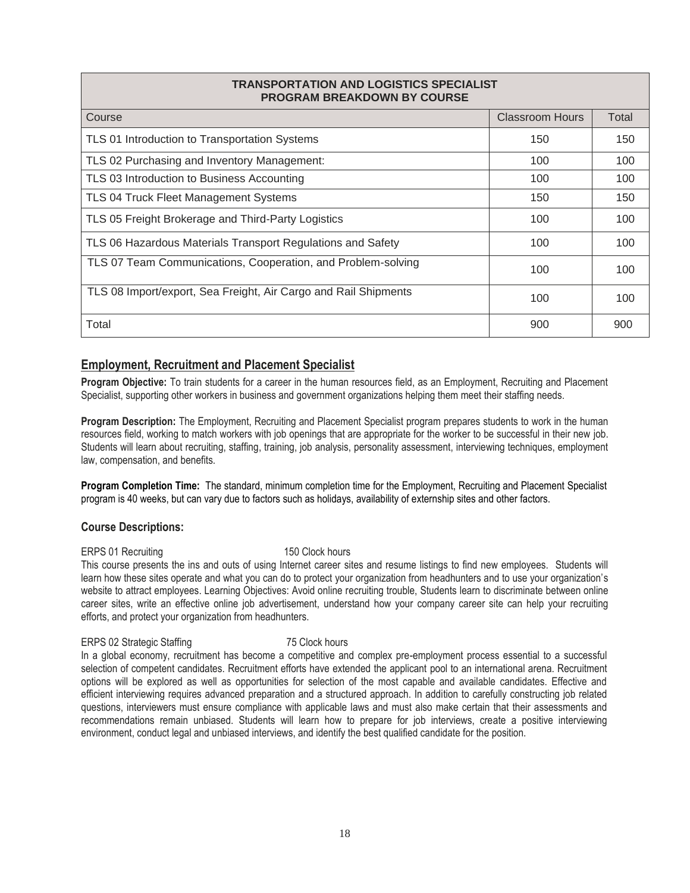| TRANSPORTATION AND LOGISTICS SPECIALIST PROGRAM BREAKDOWN BY COURSE | | |
|---|---|---|
| Course | Classroom Hours | Total |
| TLS 01 Introduction to Transportation Systems | 150 | 150 |
| TLS 02 Purchasing and Inventory Management: | 100 | 100 |
| TLS 03 Introduction to Business Accounting | 100 | 100 |
| TLS 04 Truck Fleet Management Systems | 150 | 150 |
| TLS 05 Freight Brokerage and Third-Party Logistics | 100 | 100 |
| TLS 06 Hazardous Materials Transport Regulations and Safety | 100 | 100 |
| TLS 07 Team Communications, Cooperation, and Problem-solving | 100 | 100 |
| TLS 08 Import/export, Sea Freight, Air Cargo and Rail Shipments | 100 | 100 |
| Total | 900 | 900 |

## Employment, Recruitment and Placement Specialist

**Program Objective:** To train students for a career in the human resources field, as an Employment, Recruiting and Placement Specialist, supporting other workers in business and government organizations helping them meet their staffing needs.

**Program Description:** The Employment, Recruiting and Placement Specialist program prepares students to work in the human resources field, working to match workers with job openings that are appropriate for the worker to be successful in their new job. Students will learn about recruiting, staffing, training, job analysis, personality assessment, interviewing techniques, employment law, compensation, and benefits.

**Program Completion Time:** The standard, minimum completion time for the Employment, Recruiting and Placement Specialist program is 40 weeks, but can vary due to factors such as holidays, availability of externship sites and other factors.

### Course Descriptions:

ERPS 01 Recruiting 150 Clock hours

This course presents the ins and outs of using Internet career sites and resume listings to find new employees. Students will learn how these sites operate and what you can do to protect your organization from headhunters and to use your organization's website to attract employees. Learning Objectives: Avoid online recruiting trouble, Students learn to discriminate between online career sites, write an effective online job advertisement, understand how your company career site can help your recruiting efforts, and protect your organization from headhunters.

ERPS 02 Strategic Staffing 75 Clock hours

In a global economy, recruitment has become a competitive and complex pre-employment process essential to a successful selection of competent candidates. Recruitment efforts have extended the applicant pool to an international arena. Recruitment options will be explored as well as opportunities for selection of the most capable and available candidates. Effective and efficient interviewing requires advanced preparation and a structured approach. In addition to carefully constructing job related questions, interviewers must ensure compliance with applicable laws and must also make certain that their assessments and recommendations remain unbiased. Students will learn how to prepare for job interviews, create a positive interviewing environment, conduct legal and unbiased interviews, and identify the best qualified candidate for the position.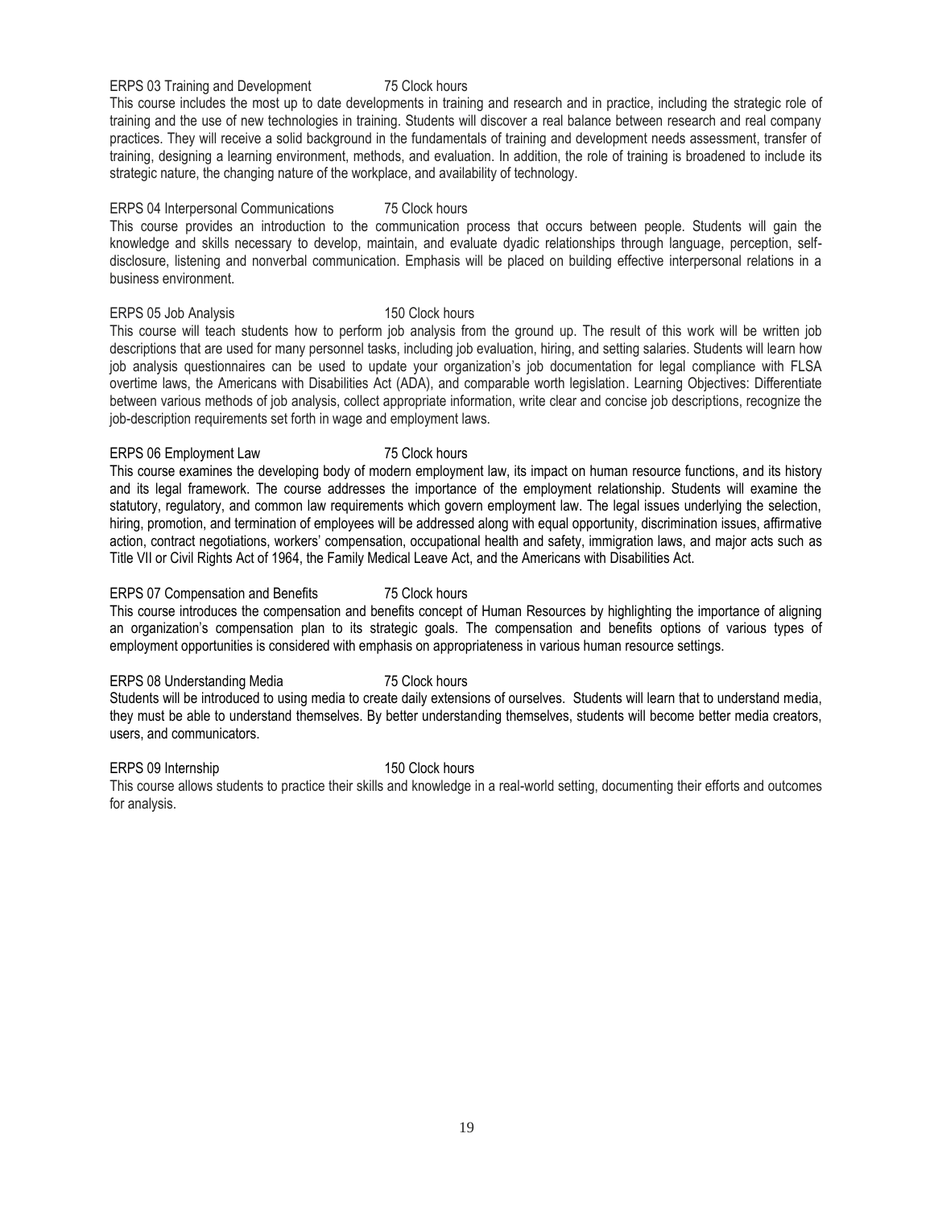ERPS 03 Training and Development 75 Clock hours

This course includes the most up to date developments in training and research and in practice, including the strategic role of training and the use of new technologies in training. Students will discover a real balance between research and real company practices. They will receive a solid background in the fundamentals of training and development needs assessment, transfer of training, designing a learning environment, methods, and evaluation. In addition, the role of training is broadened to include its strategic nature, the changing nature of the workplace, and availability of technology.

ERPS 04 Interpersonal Communications 75 Clock hours

This course provides an introduction to the communication process that occurs between people. Students will gain the knowledge and skills necessary to develop, maintain, and evaluate dyadic relationships through language, perception, self-disclosure, listening and nonverbal communication. Emphasis will be placed on building effective interpersonal relations in a business environment.

ERPS 05 Job Analysis 150 Clock hours

This course will teach students how to perform job analysis from the ground up. The result of this work will be written job descriptions that are used for many personnel tasks, including job evaluation, hiring, and setting salaries. Students will learn how job analysis questionnaires can be used to update your organization's job documentation for legal compliance with FLSA overtime laws, the Americans with Disabilities Act (ADA), and comparable worth legislation. Learning Objectives: Differentiate between various methods of job analysis, collect appropriate information, write clear and concise job descriptions, recognize the job-description requirements set forth in wage and employment laws.

ERPS 06 Employment Law 75 Clock hours

This course examines the developing body of modern employment law, its impact on human resource functions, and its history and its legal framework. The course addresses the importance of the employment relationship. Students will examine the statutory, regulatory, and common law requirements which govern employment law. The legal issues underlying the selection, hiring, promotion, and termination of employees will be addressed along with equal opportunity, discrimination issues, affirmative action, contract negotiations, workers' compensation, occupational health and safety, immigration laws, and major acts such as Title VII or Civil Rights Act of 1964, the Family Medical Leave Act, and the Americans with Disabilities Act.

ERPS 07 Compensation and Benefits 75 Clock hours

This course introduces the compensation and benefits concept of Human Resources by highlighting the importance of aligning an organization's compensation plan to its strategic goals. The compensation and benefits options of various types of employment opportunities is considered with emphasis on appropriateness in various human resource settings.

ERPS 08 Understanding Media 75 Clock hours

Students will be introduced to using media to create daily extensions of ourselves. Students will learn that to understand media, they must be able to understand themselves. By better understanding themselves, students will become better media creators, users, and communicators.

ERPS 09 Internship 150 Clock hours

This course allows students to practice their skills and knowledge in a real-world setting, documenting their efforts and outcomes for analysis.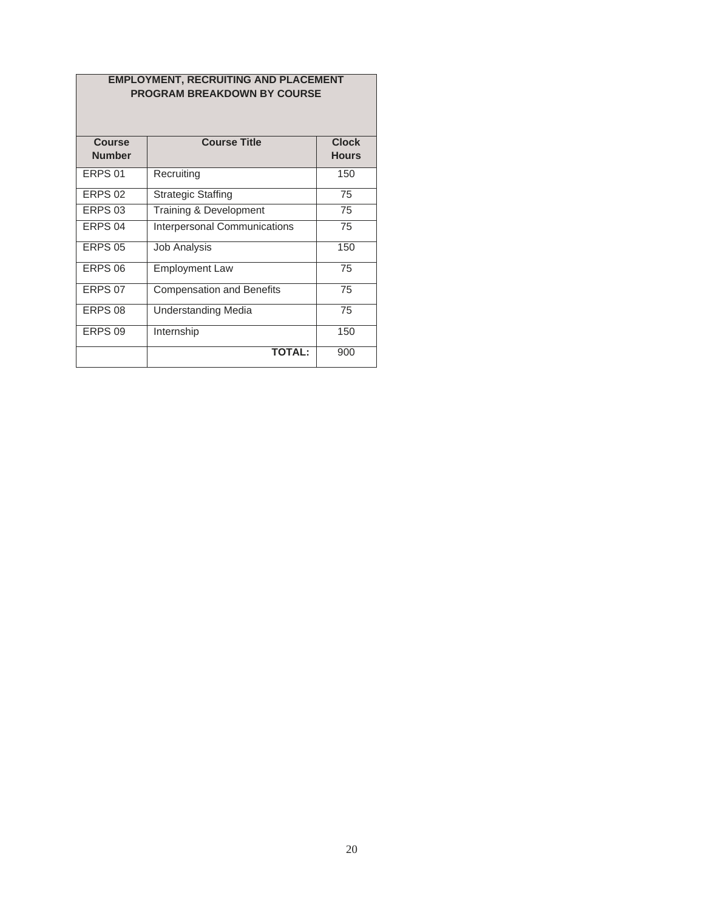| EMPLOYMENT, RECRUITING AND PLACEMENT PROGRAM BREAKDOWN BY COURSE | | |
|---|---|---|
| **Course Number** | **Course Title** | **Clock Hours** |
| ERPS 01 | Recruiting | 150 |
| ERPS 02 | Strategic Staffing | 75 |
| ERPS 03 | Training & Development | 75 |
| ERPS 04 | Interpersonal Communications | 75 |
| ERPS 05 | Job Analysis | 150 |
| ERPS 06 | Employment Law | 75 |
| ERPS 07 | Compensation and Benefits | 75 |
| ERPS 08 | Understanding Media | 75 |
| ERPS 09 | Internship | 150 |
| | **TOTAL:** | 900 |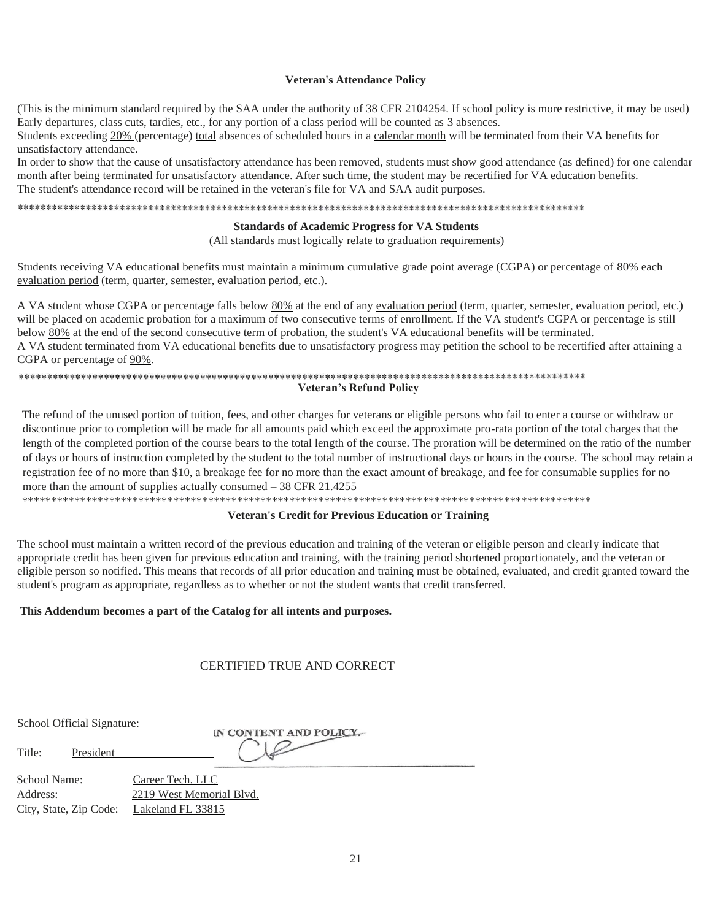**Veteran's Attendance Policy**

(This is the minimum standard required by the SAA under the authority of 38 CFR 2104254. If school policy is more restrictive, it may be used) Early departures, class cuts, tardies, etc., for any portion of a class period will be counted as 3 absences.

Students exceeding 20% (percentage) total absences of scheduled hours in a calendar month will be terminated from their VA benefits for unsatisfactory attendance.

In order to show that the cause of unsatisfactory attendance has been removed, students must show good attendance (as defined) for one calendar month after being terminated for unsatisfactory attendance. After such time, the student may be recertified for VA education benefits.

The student's attendance record will be retained in the veteran's file for VA and SAA audit purposes.

*************************************************************************************************************

**Standards of Academic Progress for VA Students**

(All standards must logically relate to graduation requirements)

Students receiving VA educational benefits must maintain a minimum cumulative grade point average (CGPA) or percentage of 80% each evaluation period (term, quarter, semester, evaluation period, etc.).

A VA student whose CGPA or percentage falls below 80% at the end of any evaluation period (term, quarter, semester, evaluation period, etc.) will be placed on academic probation for a maximum of two consecutive terms of enrollment. If the VA student's CGPA or percentage is still below 80% at the end of the second consecutive term of probation, the student's VA educational benefits will be terminated.

A VA student terminated from VA educational benefits due to unsatisfactory progress may petition the school to be recertified after attaining a CGPA or percentage of 90%.

*************************************************************************************************************

**Veteran's Refund Policy**

The refund of the unused portion of tuition, fees, and other charges for veterans or eligible persons who fail to enter a course or withdraw or discontinue prior to completion will be made for all amounts paid which exceed the approximate pro-rata portion of the total charges that the length of the completed portion of the course bears to the total length of the course. The proration will be determined on the ratio of the number of days or hours of instruction completed by the student to the total number of instructional days or hours in the course. The school may retain a registration fee of no more than $10, a breakage fee for no more than the exact amount of breakage, and fee for consumable supplies for no more than the amount of supplies actually consumed – 38 CFR 21.4255

*************************************************************************************************************

**Veteran's Credit for Previous Education or Training**

The school must maintain a written record of the previous education and training of the veteran or eligible person and clearly indicate that appropriate credit has been given for previous education and training, with the training period shortened proportionately, and the veteran or eligible person so notified. This means that records of all prior education and training must be obtained, evaluated, and credit granted toward the student's program as appropriate, regardless as to whether or not the student wants that credit transferred.

**This Addendum becomes a part of the Catalog for all intents and purposes.**

CERTIFIED TRUE AND CORRECT

IN CONTENT AND POLICY.

School Official Signature:

Title: President

School Name: Career Tech. LLC

Address: 2219 West Memorial Blvd.

City, State, Zip Code: Lakeland FL 33815